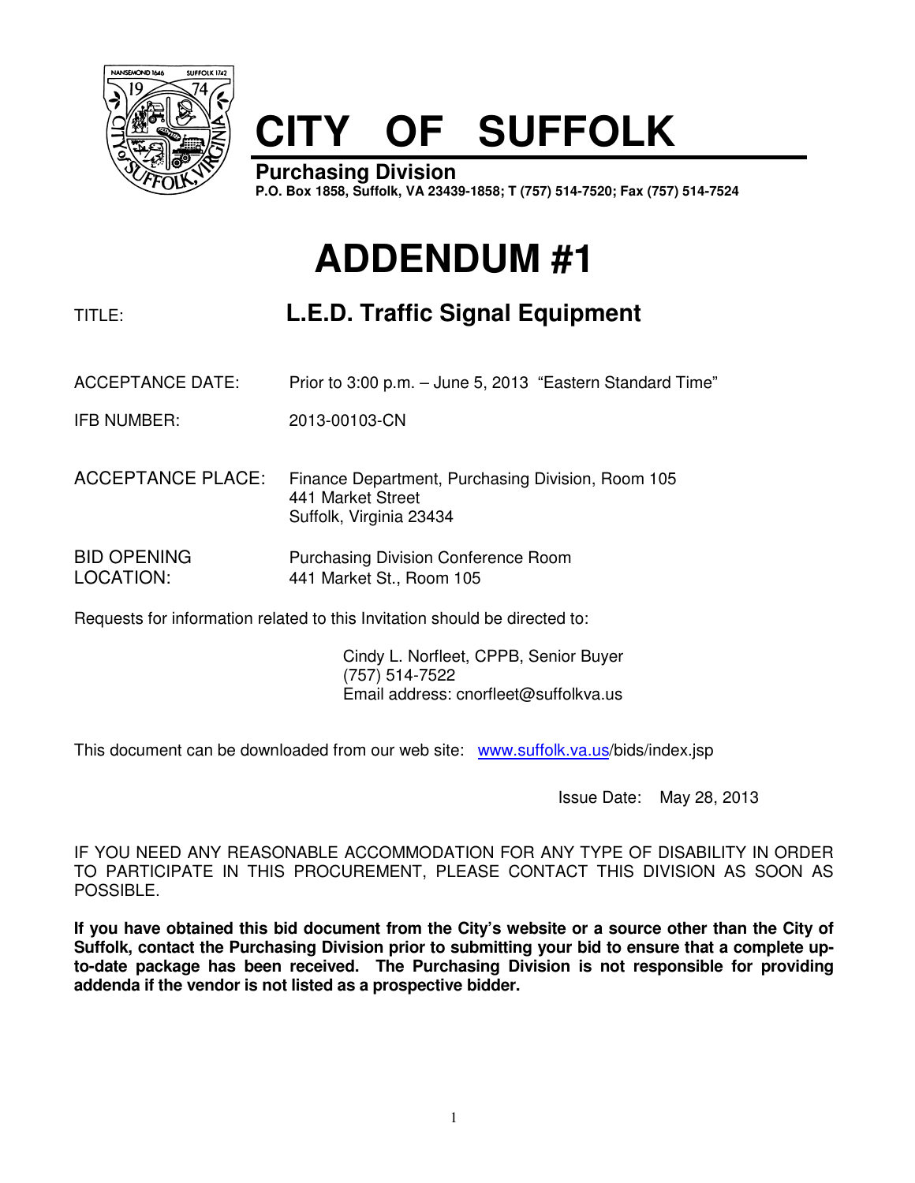# CITY OF SUFFOLK

**Purchasing Division**

**P.O. Box 1858, Suffolk, VA 23439-1858; T (757) 514-7520; Fax (757) 514-7524**

# ADDENDUM #1

TITLE: **L.E.D. Traffic Signal Equipment**

ACCEPTANCE DATE: Prior to 3:00 p.m. – June 5, 2013 "Eastern Standard Time"

IFB NUMBER: 2013-00103-CN

ACCEPTANCE PLACE: Finance Department, Purchasing Division, Room 105
441 Market Street
Suffolk, Virginia 23434

BID OPENING LOCATION: Purchasing Division Conference Room
441 Market St., Room 105

Requests for information related to this Invitation should be directed to:

Cindy L. Norfleet, CPPB, Senior Buyer
(757) 514-7522
Email address: cnorfleet@suffolkva.us

This document can be downloaded from our web site: www.suffolk.va.us/bids/index.jsp

Issue Date: May 28, 2013

IF YOU NEED ANY REASONABLE ACCOMMODATION FOR ANY TYPE OF DISABILITY IN ORDER TO PARTICIPATE IN THIS PROCUREMENT, PLEASE CONTACT THIS DIVISION AS SOON AS POSSIBLE.

**If you have obtained this bid document from the City's website or a source other than the City of Suffolk, contact the Purchasing Division prior to submitting your bid to ensure that a complete up-to-date package has been received. The Purchasing Division is not responsible for providing addenda if the vendor is not listed as a prospective bidder.**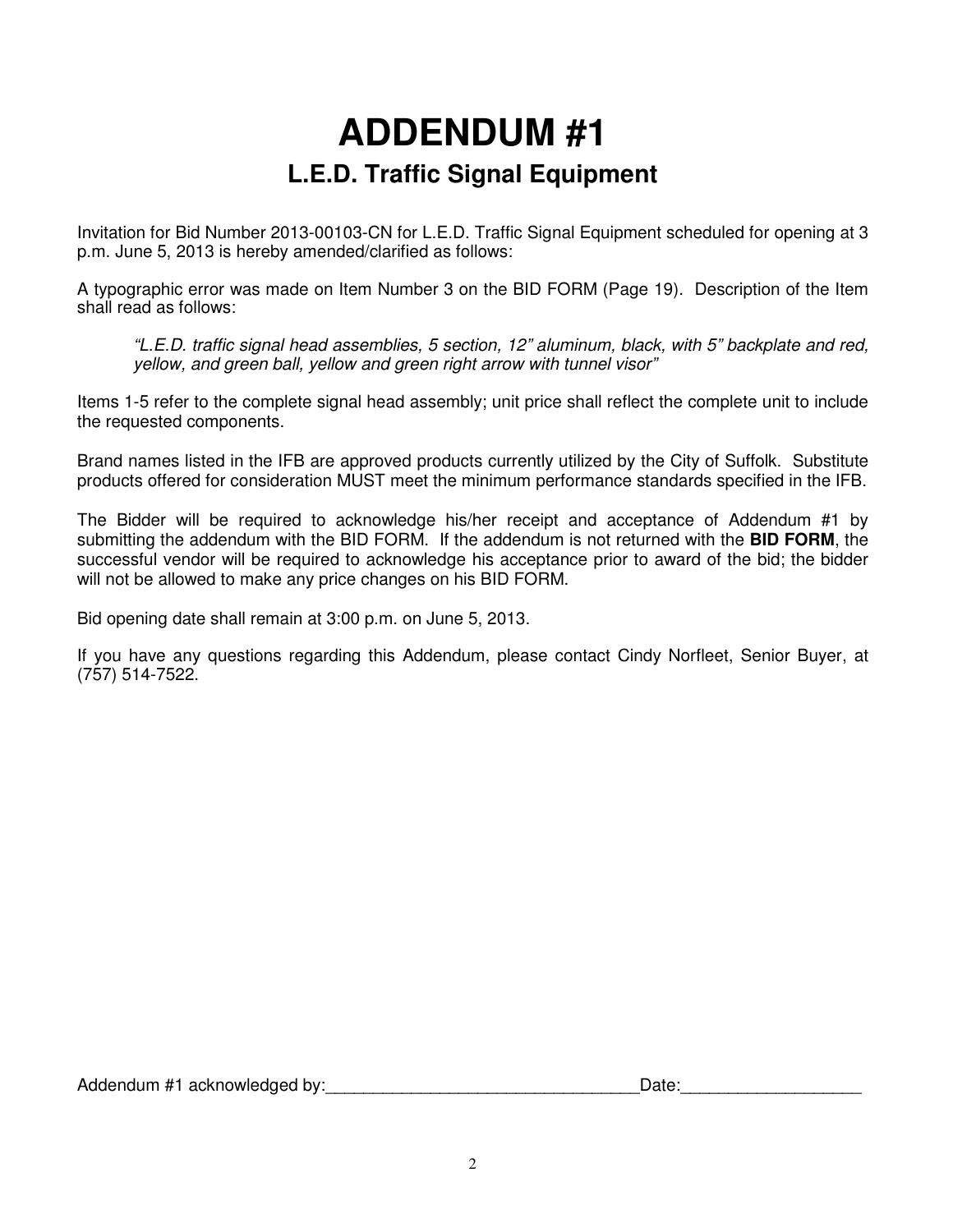# ADDENDUM #1

## L.E.D. Traffic Signal Equipment

Invitation for Bid Number 2013-00103-CN for L.E.D. Traffic Signal Equipment scheduled for opening at 3 p.m. June 5, 2013 is hereby amended/clarified as follows:

A typographic error was made on Item Number 3 on the BID FORM (Page 19). Description of the Item shall read as follows:

> *"L.E.D. traffic signal head assemblies, 5 section, 12" aluminum, black, with 5" backplate and red, yellow, and green ball, yellow and green right arrow with tunnel visor"*

Items 1-5 refer to the complete signal head assembly; unit price shall reflect the complete unit to include the requested components.

Brand names listed in the IFB are approved products currently utilized by the City of Suffolk. Substitute products offered for consideration MUST meet the minimum performance standards specified in the IFB.

The Bidder will be required to acknowledge his/her receipt and acceptance of Addendum #1 by submitting the addendum with the BID FORM. If the addendum is not returned with the **BID FORM**, the successful vendor will be required to acknowledge his acceptance prior to award of the bid; the bidder will not be allowed to make any price changes on his BID FORM.

Bid opening date shall remain at 3:00 p.m. on June 5, 2013.

If you have any questions regarding this Addendum, please contact Cindy Norfleet, Senior Buyer, at (757) 514-7522.

Addendum #1 acknowledged by:_________________________________Date:___________________